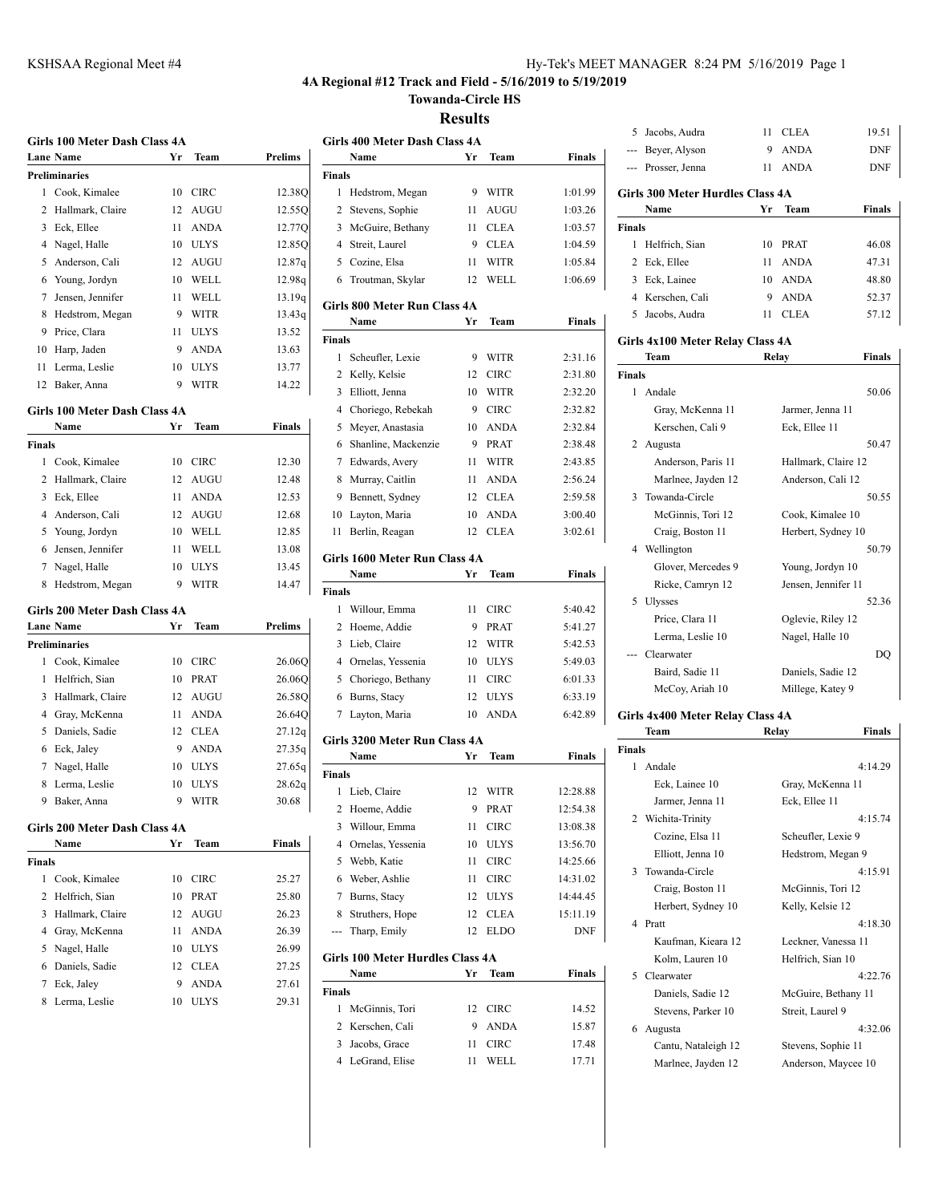# 4A Regional #12 Track and Field - 5/16/2019 to 5/19/2019

## Towanda-Circle HS

## Results

### Girls 100 Meter Dash Class 4A

| Lane | Name | Yr | Team | Prelims |
|---|---|---|---|---|
| **Preliminaries** | | | | |
| 1 | Cook, Kimalee | 10 | CIRC | 12.38Q |
| 2 | Hallmark, Claire | 12 | AUGU | 12.55Q |
| 3 | Eck, Ellee | 11 | ANDA | 12.77Q |
| 4 | Nagel, Halle | 10 | ULYS | 12.85Q |
| 5 | Anderson, Cali | 12 | AUGU | 12.87q |
| 6 | Young, Jordyn | 10 | WELL | 12.98q |
| 7 | Jensen, Jennifer | 11 | WELL | 13.19q |
| 8 | Hedstrom, Megan | 9 | WITR | 13.43q |
| 9 | Price, Clara | 11 | ULYS | 13.52 |
| 10 | Harp, Jaden | 9 | ANDA | 13.63 |
| 11 | Lerma, Leslie | 10 | ULYS | 13.77 |
| 12 | Baker, Anna | 9 | WITR | 14.22 |

### Girls 100 Meter Dash Class 4A

| | Name | Yr | Team | Finals |
|---|---|---|---|---|
| **Finals** | | | | |
| 1 | Cook, Kimalee | 10 | CIRC | 12.30 |
| 2 | Hallmark, Claire | 12 | AUGU | 12.48 |
| 3 | Eck, Ellee | 11 | ANDA | 12.53 |
| 4 | Anderson, Cali | 12 | AUGU | 12.68 |
| 5 | Young, Jordyn | 10 | WELL | 12.85 |
| 6 | Jensen, Jennifer | 11 | WELL | 13.08 |
| 7 | Nagel, Halle | 10 | ULYS | 13.45 |
| 8 | Hedstrom, Megan | 9 | WITR | 14.47 |

### Girls 200 Meter Dash Class 4A

| Lane | Name | Yr | Team | Prelims |
|---|---|---|---|---|
| **Preliminaries** | | | | |
| 1 | Cook, Kimalee | 10 | CIRC | 26.06Q |
| 1 | Helfrich, Sian | 10 | PRAT | 26.06Q |
| 3 | Hallmark, Claire | 12 | AUGU | 26.58Q |
| 4 | Gray, McKenna | 11 | ANDA | 26.64Q |
| 5 | Daniels, Sadie | 12 | CLEA | 27.12q |
| 6 | Eck, Jaley | 9 | ANDA | 27.35q |
| 7 | Nagel, Halle | 10 | ULYS | 27.65q |
| 8 | Lerma, Leslie | 10 | ULYS | 28.62q |
| 9 | Baker, Anna | 9 | WITR | 30.68 |

### Girls 200 Meter Dash Class 4A

| | Name | Yr | Team | Finals |
|---|---|---|---|---|
| **Finals** | | | | |
| 1 | Cook, Kimalee | 10 | CIRC | 25.27 |
| 2 | Helfrich, Sian | 10 | PRAT | 25.80 |
| 3 | Hallmark, Claire | 12 | AUGU | 26.23 |
| 4 | Gray, McKenna | 11 | ANDA | 26.39 |
| 5 | Nagel, Halle | 10 | ULYS | 26.99 |
| 6 | Daniels, Sadie | 12 | CLEA | 27.25 |
| 7 | Eck, Jaley | 9 | ANDA | 27.61 |
| 8 | Lerma, Leslie | 10 | ULYS | 29.31 |

### Girls 400 Meter Dash Class 4A

| | Name | Yr | Team | Finals |
|---|---|---|---|---|
| **Finals** | | | | |
| 1 | Hedstrom, Megan | 9 | WITR | 1:01.99 |
| 2 | Stevens, Sophie | 11 | AUGU | 1:03.26 |
| 3 | McGuire, Bethany | 11 | CLEA | 1:03.57 |
| 4 | Streit, Laurel | 9 | CLEA | 1:04.59 |
| 5 | Cozine, Elsa | 11 | WITR | 1:05.84 |
| 6 | Troutman, Skylar | 12 | WELL | 1:06.69 |

### Girls 800 Meter Run Class 4A

| | Name | Yr | Team | Finals |
|---|---|---|---|---|
| **Finals** | | | | |
| 1 | Scheufler, Lexie | 9 | WITR | 2:31.16 |
| 2 | Kelly, Kelsie | 12 | CIRC | 2:31.80 |
| 3 | Elliott, Jenna | 10 | WITR | 2:32.20 |
| 4 | Choriego, Rebekah | 9 | CIRC | 2:32.82 |
| 5 | Meyer, Anastasia | 10 | ANDA | 2:32.84 |
| 6 | Shanline, Mackenzie | 9 | PRAT | 2:38.48 |
| 7 | Edwards, Avery | 11 | WITR | 2:43.85 |
| 8 | Murray, Caitlin | 11 | ANDA | 2:56.24 |
| 9 | Bennett, Sydney | 12 | CLEA | 2:59.58 |
| 10 | Layton, Maria | 10 | ANDA | 3:00.40 |
| 11 | Berlin, Reagan | 12 | CLEA | 3:02.61 |

### Girls 1600 Meter Run Class 4A

| | Name | Yr | Team | Finals |
|---|---|---|---|---|
| **Finals** | | | | |
| 1 | Willour, Emma | 11 | CIRC | 5:40.42 |
| 2 | Hoeme, Addie | 9 | PRAT | 5:41.27 |
| 3 | Lieb, Claire | 12 | WITR | 5:42.53 |
| 4 | Ornelas, Yessenia | 10 | ULYS | 5:49.03 |
| 5 | Choriego, Bethany | 11 | CIRC | 6:01.33 |
| 6 | Burns, Stacy | 12 | ULYS | 6:33.19 |
| 7 | Layton, Maria | 10 | ANDA | 6:42.89 |

### Girls 3200 Meter Run Class 4A

| | Name | Yr | Team | Finals |
|---|---|---|---|---|
| **Finals** | | | | |
| 1 | Lieb, Claire | 12 | WITR | 12:28.88 |
| 2 | Hoeme, Addie | 9 | PRAT | 12:54.38 |
| 3 | Willour, Emma | 11 | CIRC | 13:08.38 |
| 4 | Ornelas, Yessenia | 10 | ULYS | 13:56.70 |
| 5 | Webb, Katie | 11 | CIRC | 14:25.66 |
| 6 | Weber, Ashlie | 11 | CIRC | 14:31.02 |
| 7 | Burns, Stacy | 12 | ULYS | 14:44.45 |
| 8 | Struthers, Hope | 12 | CLEA | 15:11.19 |
| --- | Tharp, Emily | 12 | ELDO | DNF |

### Girls 100 Meter Hurdles Class 4A

| | Name | Yr | Team | Finals |
|---|---|---|---|---|
| **Finals** | | | | |
| 1 | McGinnis, Tori | 12 | CIRC | 14.52 |
| 2 | Kerschen, Cali | 9 | ANDA | 15.87 |
| 3 | Jacobs, Grace | 11 | CIRC | 17.48 |
| 4 | LeGrand, Elise | 11 | WELL | 17.71 |
| 5 | Jacobs, Audra | 11 | CLEA | 19.51 |
| --- | Beyer, Alyson | 9 | ANDA | DNF |
| --- | Prosser, Jenna | 11 | ANDA | DNF |

### Girls 300 Meter Hurdles Class 4A

| | Name | Yr | Team | Finals |
|---|---|---|---|---|
| **Finals** | | | | |
| 1 | Helfrich, Sian | 10 | PRAT | 46.08 |
| 2 | Eck, Ellee | 11 | ANDA | 47.31 |
| 3 | Eck, Lainee | 10 | ANDA | 48.80 |
| 4 | Kerschen, Cali | 9 | ANDA | 52.37 |
| 5 | Jacobs, Audra | 11 | CLEA | 57.12 |

### Girls 4x100 Meter Relay Class 4A

| | Team | Relay | Finals |
|---|---|---|---|
| **Finals** | | | |
| 1 | Andale | | 50.06 |
| | Gray, McKenna 11 | Jarmer, Jenna 11 | |
| | Kerschen, Cali 9 | Eck, Ellee 11 | |
| 2 | Augusta | | 50.47 |
| | Anderson, Paris 11 | Hallmark, Claire 12 | |
| | Marlnee, Jayden 12 | Anderson, Cali 12 | |
| 3 | Towanda-Circle | | 50.55 |
| | McGinnis, Tori 12 | Cook, Kimalee 10 | |
| | Craig, Boston 11 | Herbert, Sydney 10 | |
| 4 | Wellington | | 50.79 |
| | Glover, Mercedes 9 | Young, Jordyn 10 | |
| | Ricke, Camryn 12 | Jensen, Jennifer 11 | |
| 5 | Ulysses | | 52.36 |
| | Price, Clara 11 | Oglevie, Riley 12 | |
| | Lerma, Leslie 10 | Nagel, Halle 10 | |
| --- | Clearwater | | DQ |
| | Baird, Sadie 11 | Daniels, Sadie 12 | |
| | McCoy, Ariah 10 | Millege, Katey 9 | |

### Girls 4x400 Meter Relay Class 4A

| | Team | Relay | Finals |
|---|---|---|---|
| **Finals** | | | |
| 1 | Andale | | 4:14.29 |
| | Eck, Lainee 10 | Gray, McKenna 11 | |
| | Jarmer, Jenna 11 | Eck, Ellee 11 | |
| 2 | Wichita-Trinity | | 4:15.74 |
| | Cozine, Elsa 11 | Scheufler, Lexie 9 | |
| | Elliott, Jenna 10 | Hedstrom, Megan 9 | |
| 3 | Towanda-Circle | | 4:15.91 |
| | Craig, Boston 11 | McGinnis, Tori 12 | |
| | Herbert, Sydney 10 | Kelly, Kelsie 12 | |
| 4 | Pratt | | 4:18.30 |
| | Kaufman, Kieara 12 | Leckner, Vanessa 11 | |
| | Kolm, Lauren 10 | Helfrich, Sian 10 | |
| 5 | Clearwater | | 4:22.76 |
| | Daniels, Sadie 12 | McGuire, Bethany 11 | |
| | Stevens, Parker 10 | Streit, Laurel 9 | |
| 6 | Augusta | | 4:32.06 |
| | Cantu, Nataleigh 12 | Stevens, Sophie 11 | |
| | Marlnee, Jayden 12 | Anderson, Maycee 10 | |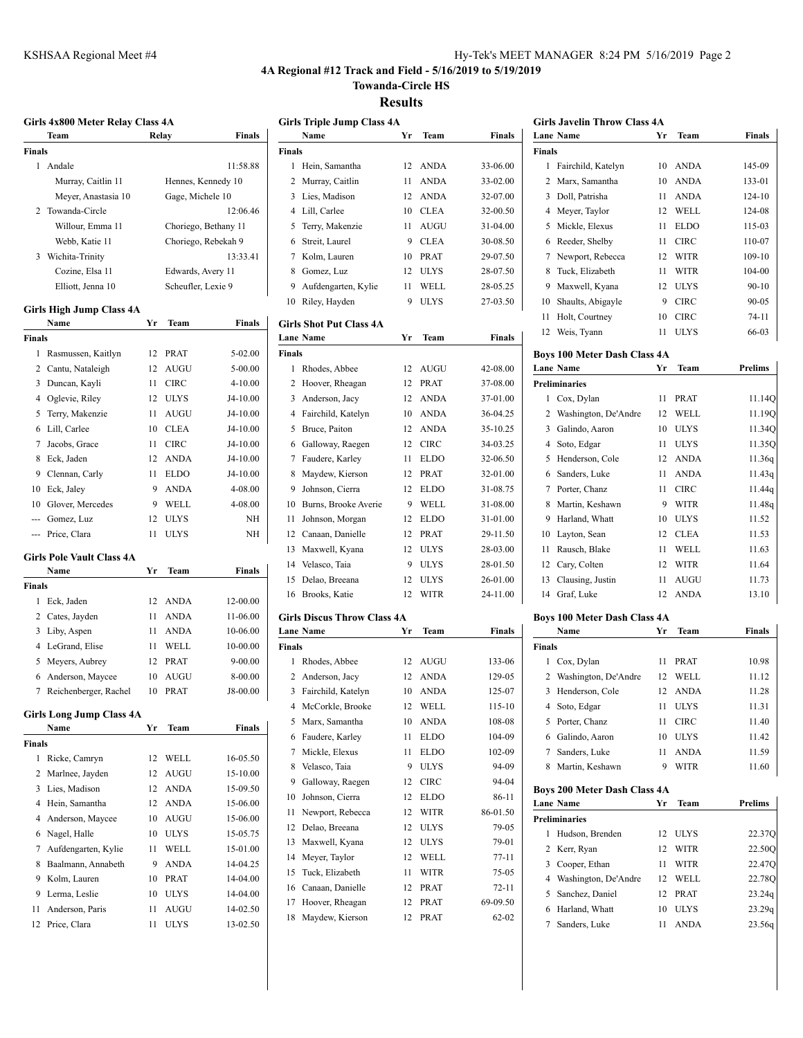## 4A Regional #12 Track and Field - 5/16/2019 to 5/19/2019

### Towanda-Circle HS

### Results

#### Girls 4x800 Meter Relay Class 4A

| | Team | Relay | Finals |
|---|---|---|---|
| **Finals** | | | |
| 1 | Andale | | 11:58.88 |
| | Murray, Caitlin 11 | Hennes, Kennedy 10 | |
| | Meyer, Anastasia 10 | Gage, Michele 10 | |
| 2 | Towanda-Circle | | 12:06.46 |
| | Willour, Emma 11 | Choriego, Bethany 11 | |
| | Webb, Katie 11 | Choriego, Rebekah 9 | |
| 3 | Wichita-Trinity | | 13:33.41 |
| | Cozine, Elsa 11 | Edwards, Avery 11 | |
| | Elliott, Jenna 10 | Scheufler, Lexie 9 | |

#### Girls High Jump Class 4A

| | Name | Yr | Team | Finals |
|---|---|---|---|---|
| **Finals** | | | | |
| 1 | Rasmussen, Kaitlyn | 12 | PRAT | 5-02.00 |
| 2 | Cantu, Nataleigh | 12 | AUGU | 5-00.00 |
| 3 | Duncan, Kayli | 11 | CIRC | 4-10.00 |
| 4 | Oglevie, Riley | 12 | ULYS | J4-10.00 |
| 5 | Terry, Makenzie | 11 | AUGU | J4-10.00 |
| 6 | Lill, Carlee | 10 | CLEA | J4-10.00 |
| 7 | Jacobs, Grace | 11 | CIRC | J4-10.00 |
| 8 | Eck, Jaden | 12 | ANDA | J4-10.00 |
| 9 | Clennan, Carly | 11 | ELDO | J4-10.00 |
| 10 | Eck, Jaley | 9 | ANDA | 4-08.00 |
| 10 | Glover, Mercedes | 9 | WELL | 4-08.00 |
| --- | Gomez, Luz | 12 | ULYS | NH |
| --- | Price, Clara | 11 | ULYS | NH |

#### Girls Pole Vault Class 4A

| | Name | Yr | Team | Finals |
|---|---|---|---|---|
| **Finals** | | | | |
| 1 | Eck, Jaden | 12 | ANDA | 12-00.00 |
| 2 | Cates, Jayden | 11 | ANDA | 11-06.00 |
| 3 | Liby, Aspen | 11 | ANDA | 10-06.00 |
| 4 | LeGrand, Elise | 11 | WELL | 10-00.00 |
| 5 | Meyers, Aubrey | 12 | PRAT | 9-00.00 |
| 6 | Anderson, Maycee | 10 | AUGU | 8-00.00 |
| 7 | Reichenberger, Rachel | 10 | PRAT | J8-00.00 |

#### Girls Long Jump Class 4A

| | Name | Yr | Team | Finals |
|---|---|---|---|---|
| **Finals** | | | | |
| 1 | Ricke, Camryn | 12 | WELL | 16-05.50 |
| 2 | Marlnee, Jayden | 12 | AUGU | 15-10.00 |
| 3 | Lies, Madison | 12 | ANDA | 15-09.50 |
| 4 | Hein, Samantha | 12 | ANDA | 15-06.00 |
| 4 | Anderson, Maycee | 10 | AUGU | 15-06.00 |
| 6 | Nagel, Halle | 10 | ULYS | 15-05.75 |
| 7 | Aufdengarten, Kylie | 11 | WELL | 15-01.00 |
| 8 | Baalmann, Annabeth | 9 | ANDA | 14-04.25 |
| 9 | Kolm, Lauren | 10 | PRAT | 14-04.00 |
| 9 | Lerma, Leslie | 10 | ULYS | 14-04.00 |
| 11 | Anderson, Paris | 11 | AUGU | 14-02.50 |
| 12 | Price, Clara | 11 | ULYS | 13-02.50 |

#### Girls Triple Jump Class 4A

| | Name | Yr | Team | Finals |
|---|---|---|---|---|
| **Finals** | | | | |
| 1 | Hein, Samantha | 12 | ANDA | 33-06.00 |
| 2 | Murray, Caitlin | 11 | ANDA | 33-02.00 |
| 3 | Lies, Madison | 12 | ANDA | 32-07.00 |
| 4 | Lill, Carlee | 10 | CLEA | 32-00.50 |
| 5 | Terry, Makenzie | 11 | AUGU | 31-04.00 |
| 6 | Streit, Laurel | 9 | CLEA | 30-08.50 |
| 7 | Kolm, Lauren | 10 | PRAT | 29-07.50 |
| 8 | Gomez, Luz | 12 | ULYS | 28-07.50 |
| 9 | Aufdengarten, Kylie | 11 | WELL | 28-05.25 |
| 10 | Riley, Hayden | 9 | ULYS | 27-03.50 |

#### Girls Shot Put Class 4A

| Lane | Name | Yr | Team | Finals |
|---|---|---|---|---|
| **Finals** | | | | |
| 1 | Rhodes, Abbee | 12 | AUGU | 42-08.00 |
| 2 | Hoover, Rheagan | 12 | PRAT | 37-08.00 |
| 3 | Anderson, Jacy | 12 | ANDA | 37-01.00 |
| 4 | Fairchild, Katelyn | 10 | ANDA | 36-04.25 |
| 5 | Bruce, Paiton | 12 | ANDA | 35-10.25 |
| 6 | Galloway, Raegen | 12 | CIRC | 34-03.25 |
| 7 | Faudere, Karley | 11 | ELDO | 32-06.50 |
| 8 | Maydew, Kierson | 12 | PRAT | 32-01.00 |
| 9 | Johnson, Cierra | 12 | ELDO | 31-08.75 |
| 10 | Burns, Brooke Averie | 9 | WELL | 31-08.00 |
| 11 | Johnson, Morgan | 12 | ELDO | 31-01.00 |
| 12 | Canaan, Danielle | 12 | PRAT | 29-11.50 |
| 13 | Maxwell, Kyana | 12 | ULYS | 28-03.00 |
| 14 | Velasco, Taia | 9 | ULYS | 28-01.50 |
| 15 | Delao, Breeana | 12 | ULYS | 26-01.00 |
| 16 | Brooks, Katie | 12 | WITR | 24-11.00 |

#### Girls Discus Throw Class 4A

| Lane | Name | Yr | Team | Finals |
|---|---|---|---|---|
| **Finals** | | | | |
| 1 | Rhodes, Abbee | 12 | AUGU | 133-06 |
| 2 | Anderson, Jacy | 12 | ANDA | 129-05 |
| 3 | Fairchild, Katelyn | 10 | ANDA | 125-07 |
| 4 | McCorkle, Brooke | 12 | WELL | 115-10 |
| 5 | Marx, Samantha | 10 | ANDA | 108-08 |
| 6 | Faudere, Karley | 11 | ELDO | 104-09 |
| 7 | Mickle, Elexus | 11 | ELDO | 102-09 |
| 8 | Velasco, Taia | 9 | ULYS | 94-09 |
| 9 | Galloway, Raegen | 12 | CIRC | 94-04 |
| 10 | Johnson, Cierra | 12 | ELDO | 86-11 |
| 11 | Newport, Rebecca | 12 | WITR | 86-01.50 |
| 12 | Delao, Breeana | 12 | ULYS | 79-05 |
| 13 | Maxwell, Kyana | 12 | ULYS | 79-01 |
| 14 | Meyer, Taylor | 12 | WELL | 77-11 |
| 15 | Tuck, Elizabeth | 11 | WITR | 75-05 |
| 16 | Canaan, Danielle | 12 | PRAT | 72-11 |
| 17 | Hoover, Rheagan | 12 | PRAT | 69-09.50 |
| 18 | Maydew, Kierson | 12 | PRAT | 62-02 |

#### Girls Javelin Throw Class 4A

| Lane | Name | Yr | Team | Finals |
|---|---|---|---|---|
| **Finals** | | | | |
| 1 | Fairchild, Katelyn | 10 | ANDA | 145-09 |
| 2 | Marx, Samantha | 10 | ANDA | 133-01 |
| 3 | Doll, Patrisha | 11 | ANDA | 124-10 |
| 4 | Meyer, Taylor | 12 | WELL | 124-08 |
| 5 | Mickle, Elexus | 11 | ELDO | 115-03 |
| 6 | Reeder, Shelby | 11 | CIRC | 110-07 |
| 7 | Newport, Rebecca | 12 | WITR | 109-10 |
| 8 | Tuck, Elizabeth | 11 | WITR | 104-00 |
| 9 | Maxwell, Kyana | 12 | ULYS | 90-10 |
| 10 | Shaults, Abigayle | 9 | CIRC | 90-05 |
| 11 | Holt, Courtney | 10 | CIRC | 74-11 |
| 12 | Weis, Tyann | 11 | ULYS | 66-03 |

#### Boys 100 Meter Dash Class 4A

| Lane | Name | Yr | Team | Prelims |
|---|---|---|---|---|
| **Preliminaries** | | | | |
| 1 | Cox, Dylan | 11 | PRAT | 11.14Q |
| 2 | Washington, De'Andre | 12 | WELL | 11.19Q |
| 3 | Galindo, Aaron | 10 | ULYS | 11.34Q |
| 4 | Soto, Edgar | 11 | ULYS | 11.35Q |
| 5 | Henderson, Cole | 12 | ANDA | 11.36q |
| 6 | Sanders, Luke | 11 | ANDA | 11.43q |
| 7 | Porter, Chanz | 11 | CIRC | 11.44q |
| 8 | Martin, Keshawn | 9 | WITR | 11.48q |
| 9 | Harland, Whatt | 10 | ULYS | 11.52 |
| 10 | Layton, Sean | 12 | CLEA | 11.53 |
| 11 | Rausch, Blake | 11 | WELL | 11.63 |
| 12 | Cary, Colten | 12 | WITR | 11.64 |
| 13 | Clausing, Justin | 11 | AUGU | 11.73 |
| 14 | Graf, Luke | 12 | ANDA | 13.10 |

#### Boys 100 Meter Dash Class 4A

| | Name | Yr | Team | Finals |
|---|---|---|---|---|
| **Finals** | | | | |
| 1 | Cox, Dylan | 11 | PRAT | 10.98 |
| 2 | Washington, De'Andre | 12 | WELL | 11.12 |
| 3 | Henderson, Cole | 12 | ANDA | 11.28 |
| 4 | Soto, Edgar | 11 | ULYS | 11.31 |
| 5 | Porter, Chanz | 11 | CIRC | 11.40 |
| 6 | Galindo, Aaron | 10 | ULYS | 11.42 |
| 7 | Sanders, Luke | 11 | ANDA | 11.59 |
| 8 | Martin, Keshawn | 9 | WITR | 11.60 |

#### Boys 200 Meter Dash Class 4A

| Lane | Name | Yr | Team | Prelims |
|---|---|---|---|---|
| **Preliminaries** | | | | |
| 1 | Hudson, Brenden | 12 | ULYS | 22.37Q |
| 2 | Kerr, Ryan | 12 | WITR | 22.50Q |
| 3 | Cooper, Ethan | 11 | WITR | 22.47Q |
| 4 | Washington, De'Andre | 12 | WELL | 22.78Q |
| 5 | Sanchez, Daniel | 12 | PRAT | 23.24q |
| 6 | Harland, Whatt | 10 | ULYS | 23.29q |
| 7 | Sanders, Luke | 11 | ANDA | 23.56q |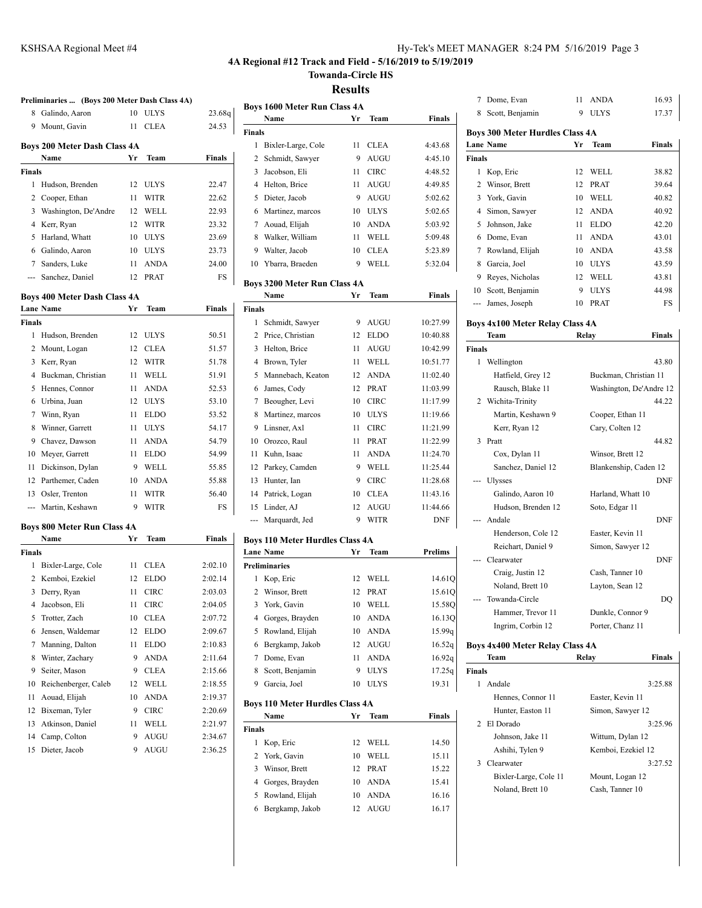# 4A Regional #12 Track and Field - 5/16/2019 to 5/19/2019

## Towanda-Circle HS

## Results

### Preliminaries ... (Boys 200 Meter Dash Class 4A)

| | Name | Yr | Team | Prelims |
|---|---|---|---|---|
| 8 | Galindo, Aaron | 10 | ULYS | 23.68q |
| 9 | Mount, Gavin | 11 | CLEA | 24.53 |

### Boys 200 Meter Dash Class 4A

| | Name | Yr | Team | Finals |
|---|---|---|---|---|
| **Finals** | | | | |
| 1 | Hudson, Brenden | 12 | ULYS | 22.47 |
| 2 | Cooper, Ethan | 11 | WITR | 22.62 |
| 3 | Washington, De'Andre | 12 | WELL | 22.93 |
| 4 | Kerr, Ryan | 12 | WITR | 23.32 |
| 5 | Harland, Whatt | 10 | ULYS | 23.69 |
| 6 | Galindo, Aaron | 10 | ULYS | 23.73 |
| 7 | Sanders, Luke | 11 | ANDA | 24.00 |
| --- | Sanchez, Daniel | 12 | PRAT | FS |

### Boys 400 Meter Dash Class 4A

| Lane | Name | Yr | Team | Finals |
|---|---|---|---|---|
| **Finals** | | | | |
| 1 | Hudson, Brenden | 12 | ULYS | 50.51 |
| 2 | Mount, Logan | 12 | CLEA | 51.57 |
| 3 | Kerr, Ryan | 12 | WITR | 51.78 |
| 4 | Buckman, Christian | 11 | WELL | 51.91 |
| 5 | Hennes, Connor | 11 | ANDA | 52.53 |
| 6 | Urbina, Juan | 12 | ULYS | 53.10 |
| 7 | Winn, Ryan | 11 | ELDO | 53.52 |
| 8 | Winner, Garrett | 11 | ULYS | 54.17 |
| 9 | Chavez, Dawson | 11 | ANDA | 54.79 |
| 10 | Meyer, Garrett | 11 | ELDO | 54.99 |
| 11 | Dickinson, Dylan | 9 | WELL | 55.85 |
| 12 | Parthemer, Caden | 10 | ANDA | 55.88 |
| 13 | Osler, Trenton | 11 | WITR | 56.40 |
| --- | Martin, Keshawn | 9 | WITR | FS |

### Boys 800 Meter Run Class 4A

| | Name | Yr | Team | Finals |
|---|---|---|---|---|
| **Finals** | | | | |
| 1 | Bixler-Large, Cole | 11 | CLEA | 2:02.10 |
| 2 | Kemboi, Ezekiel | 12 | ELDO | 2:02.14 |
| 3 | Derry, Ryan | 11 | CIRC | 2:03.03 |
| 4 | Jacobson, Eli | 11 | CIRC | 2:04.05 |
| 5 | Trotter, Zach | 10 | CLEA | 2:07.72 |
| 6 | Jensen, Waldemar | 12 | ELDO | 2:09.67 |
| 7 | Manning, Dalton | 11 | ELDO | 2:10.83 |
| 8 | Winter, Zachary | 9 | ANDA | 2:11.64 |
| 9 | Seiter, Mason | 9 | CLEA | 2:15.66 |
| 10 | Reichenberger, Caleb | 12 | WELL | 2:18.55 |
| 11 | Aouad, Elijah | 10 | ANDA | 2:19.37 |
| 12 | Bixeman, Tyler | 9 | CIRC | 2:20.69 |
| 13 | Atkinson, Daniel | 11 | WELL | 2:21.97 |
| 14 | Camp, Colton | 9 | AUGU | 2:34.67 |
| 15 | Dieter, Jacob | 9 | AUGU | 2:36.25 |

### Boys 1600 Meter Run Class 4A

| | Name | Yr | Team | Finals |
|---|---|---|---|---|
| **Finals** | | | | |
| 1 | Bixler-Large, Cole | 11 | CLEA | 4:43.68 |
| 2 | Schmidt, Sawyer | 9 | AUGU | 4:45.10 |
| 3 | Jacobson, Eli | 11 | CIRC | 4:48.52 |
| 4 | Helton, Brice | 11 | AUGU | 4:49.85 |
| 5 | Dieter, Jacob | 9 | AUGU | 5:02.62 |
| 6 | Martinez, marcos | 10 | ULYS | 5:02.65 |
| 7 | Aouad, Elijah | 10 | ANDA | 5:03.92 |
| 8 | Walker, William | 11 | WELL | 5:09.48 |
| 9 | Walter, Jacob | 10 | CLEA | 5:23.89 |
| 10 | Ybarra, Braeden | 9 | WELL | 5:32.04 |

### Boys 3200 Meter Run Class 4A

| | Name | Yr | Team | Finals |
|---|---|---|---|---|
| **Finals** | | | | |
| 1 | Schmidt, Sawyer | 9 | AUGU | 10:27.99 |
| 2 | Price, Christian | 12 | ELDO | 10:40.88 |
| 3 | Helton, Brice | 11 | AUGU | 10:42.99 |
| 4 | Brown, Tyler | 11 | WELL | 10:51.77 |
| 5 | Mannebach, Keaton | 12 | ANDA | 11:02.40 |
| 6 | James, Cody | 12 | PRAT | 11:03.99 |
| 7 | Beougher, Levi | 10 | CIRC | 11:17.99 |
| 8 | Martinez, marcos | 10 | ULYS | 11:19.66 |
| 9 | Linsner, Axl | 11 | CIRC | 11:21.99 |
| 10 | Orozco, Raul | 11 | PRAT | 11:22.99 |
| 11 | Kuhn, Isaac | 11 | ANDA | 11:24.70 |
| 12 | Parkey, Camden | 9 | WELL | 11:25.44 |
| 13 | Hunter, Ian | 9 | CIRC | 11:28.68 |
| 14 | Patrick, Logan | 10 | CLEA | 11:43.16 |
| 15 | Linder, AJ | 12 | AUGU | 11:44.66 |
| --- | Marquardt, Jed | 9 | WITR | DNF |

### Boys 110 Meter Hurdles Class 4A

| Lane | Name | Yr | Team | Prelims |
|---|---|---|---|---|
| **Preliminaries** | | | | |
| 1 | Kop, Eric | 12 | WELL | 14.61Q |
| 2 | Winsor, Brett | 12 | PRAT | 15.61Q |
| 3 | York, Gavin | 10 | WELL | 15.58Q |
| 4 | Gorges, Brayden | 10 | ANDA | 16.13Q |
| 5 | Rowland, Elijah | 10 | ANDA | 15.99q |
| 6 | Bergkamp, Jakob | 12 | AUGU | 16.52q |
| 7 | Dome, Evan | 11 | ANDA | 16.92q |
| 8 | Scott, Benjamin | 9 | ULYS | 17.25q |
| 9 | Garcia, Joel | 10 | ULYS | 19.31 |

### Boys 110 Meter Hurdles Class 4A

| | Name | Yr | Team | Finals |
|---|---|---|---|---|
| **Finals** | | | | |
| 1 | Kop, Eric | 12 | WELL | 14.50 |
| 2 | York, Gavin | 10 | WELL | 15.11 |
| 3 | Winsor, Brett | 12 | PRAT | 15.22 |
| 4 | Gorges, Brayden | 10 | ANDA | 15.41 |
| 5 | Rowland, Elijah | 10 | ANDA | 16.16 |
| 6 | Bergkamp, Jakob | 12 | AUGU | 16.17 |
| 7 | Dome, Evan | 11 | ANDA | 16.93 |
| 8 | Scott, Benjamin | 9 | ULYS | 17.37 |

### Boys 300 Meter Hurdles Class 4A

| Lane | Name | Yr | Team | Finals |
|---|---|---|---|---|
| **Finals** | | | | |
| 1 | Kop, Eric | 12 | WELL | 38.82 |
| 2 | Winsor, Brett | 12 | PRAT | 39.64 |
| 3 | York, Gavin | 10 | WELL | 40.82 |
| 4 | Simon, Sawyer | 12 | ANDA | 40.92 |
| 5 | Johnson, Jake | 11 | ELDO | 42.20 |
| 6 | Dome, Evan | 11 | ANDA | 43.01 |
| 7 | Rowland, Elijah | 10 | ANDA | 43.58 |
| 8 | Garcia, Joel | 10 | ULYS | 43.59 |
| 9 | Reyes, Nicholas | 12 | WELL | 43.81 |
| 10 | Scott, Benjamin | 9 | ULYS | 44.98 |
| --- | James, Joseph | 10 | PRAT | FS |

### Boys 4x100 Meter Relay Class 4A

| | Team | Relay | Finals |
|---|---|---|---|
| **Finals** | | | |
| 1 | Wellington | | 43.80 |
| | Hatfield, Grey 12 | Buckman, Christian 11 | |
| | Rausch, Blake 11 | Washington, De'Andre 12 | |
| 2 | Wichita-Trinity | | 44.22 |
| | Martin, Keshawn 9 | Cooper, Ethan 11 | |
| | Kerr, Ryan 12 | Cary, Colten 12 | |
| 3 | Pratt | | 44.82 |
| | Cox, Dylan 11 | Winsor, Brett 12 | |
| | Sanchez, Daniel 12 | Blankenship, Caden 12 | |
| --- | Ulysses | | DNF |
| | Galindo, Aaron 10 | Harland, Whatt 10 | |
| | Hudson, Brenden 12 | Soto, Edgar 11 | |
| --- | Andale | | DNF |
| | Henderson, Cole 12 | Easter, Kevin 11 | |
| | Reichart, Daniel 9 | Simon, Sawyer 12 | |
| --- | Clearwater | | DNF |
| | Craig, Justin 12 | Cash, Tanner 10 | |
| | Noland, Brett 10 | Layton, Sean 12 | |
| --- | Towanda-Circle | | DQ |
| | Hammer, Trevor 11 | Dunkle, Connor 9 | |
| | Ingrim, Corbin 12 | Porter, Chanz 11 | |

### Boys 4x400 Meter Relay Class 4A

| | Team | Relay | Finals |
|---|---|---|---|
| **Finals** | | | |
| 1 | Andale | | 3:25.88 |
| | Hennes, Connor 11 | Easter, Kevin 11 | |
| | Hunter, Easton 11 | Simon, Sawyer 12 | |
| 2 | El Dorado | | 3:25.96 |
| | Johnson, Jake 11 | Wittum, Dylan 12 | |
| | Ashihi, Tylen 9 | Kemboi, Ezekiel 12 | |
| 3 | Clearwater | | 3:27.52 |
| | Bixler-Large, Cole 11 | Mount, Logan 12 | |
| | Noland, Brett 10 | Cash, Tanner 10 | |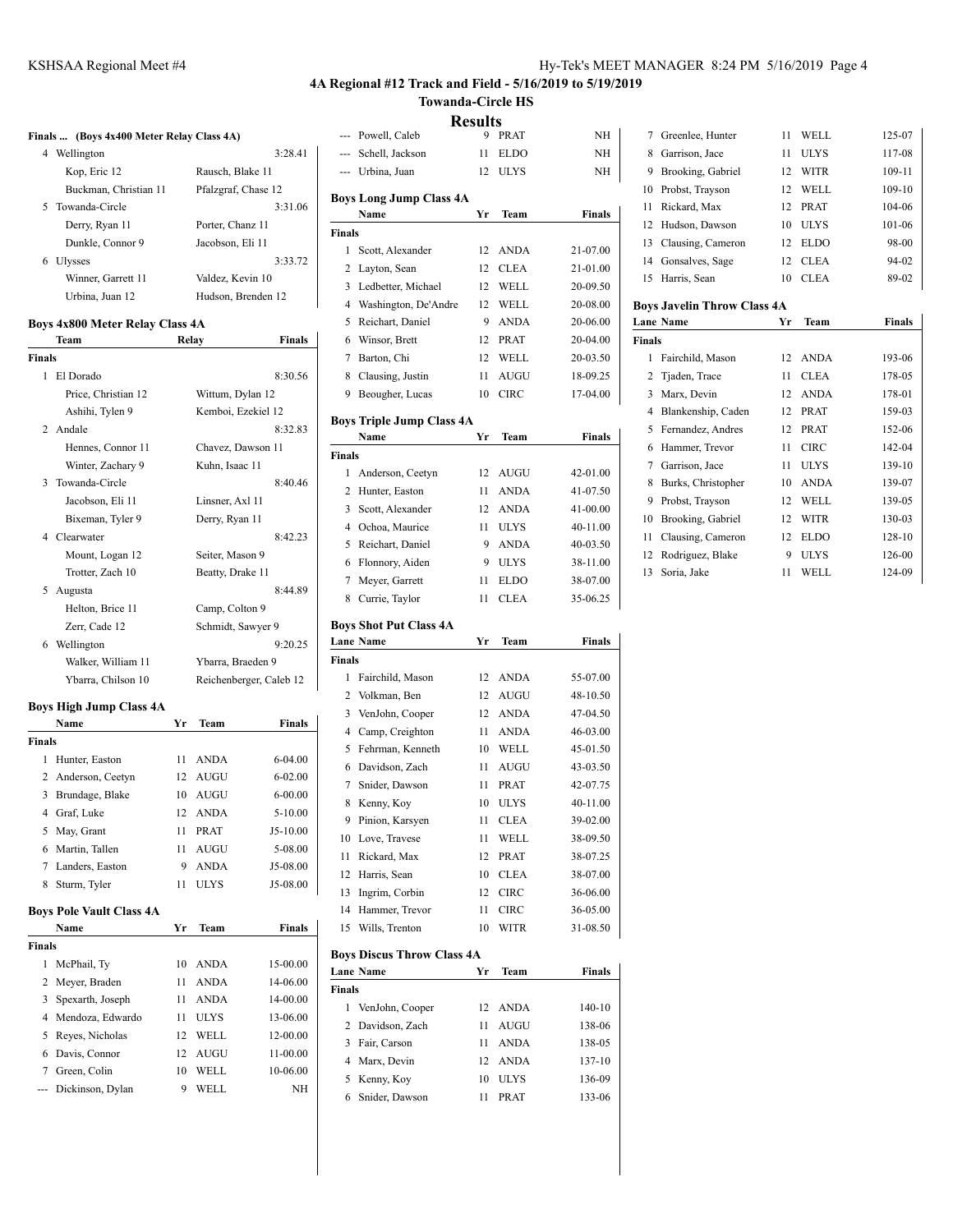# 4A Regional #12 Track and Field - 5/16/2019 to 5/19/2019

## Towanda-Circle HS

## Results

### Finals ... (Boys 4x400 Meter Relay Class 4A)

| | | | |
|---|---|---|---|
| 4 | Wellington | | 3:28.41 |
| | Kop, Eric 12 | Rausch, Blake 11 | |
| | Buckman, Christian 11 | Pfalzgraf, Chase 12 | |
| 5 | Towanda-Circle | | 3:31.06 |
| | Derry, Ryan 11 | Porter, Chanz 11 | |
| | Dunkle, Connor 9 | Jacobson, Eli 11 | |
| 6 | Ulysses | | 3:33.72 |
| | Winner, Garrett 11 | Valdez, Kevin 10 | |
| | Urbina, Juan 12 | Hudson, Brenden 12 | |

### Boys 4x800 Meter Relay Class 4A

| | Team | Relay | Finals |
|---|---|---|---|
| **Finals** | | | |
| 1 | El Dorado | | 8:30.56 |
| | Price, Christian 12 | Wittum, Dylan 12 | |
| | Ashihi, Tylen 9 | Kemboi, Ezekiel 12 | |
| 2 | Andale | | 8:32.83 |
| | Hennes, Connor 11 | Chavez, Dawson 11 | |
| | Winter, Zachary 9 | Kuhn, Isaac 11 | |
| 3 | Towanda-Circle | | 8:40.46 |
| | Jacobson, Eli 11 | Linsner, Axl 11 | |
| | Bixeman, Tyler 9 | Derry, Ryan 11 | |
| 4 | Clearwater | | 8:42.23 |
| | Mount, Logan 12 | Seiter, Mason 9 | |
| | Trotter, Zach 10 | Beatty, Drake 11 | |
| 5 | Augusta | | 8:44.89 |
| | Helton, Brice 11 | Camp, Colton 9 | |
| | Zerr, Cade 12 | Schmidt, Sawyer 9 | |
| 6 | Wellington | | 9:20.25 |
| | Walker, William 11 | Ybarra, Braeden 9 | |
| | Ybarra, Chilson 10 | Reichenberger, Caleb 12 | |

### Boys High Jump Class 4A

| | Name | Yr | Team | Finals |
|---|---|---|---|---|
| **Finals** | | | | |
| 1 | Hunter, Easton | 11 | ANDA | 6-04.00 |
| 2 | Anderson, Ceetyn | 12 | AUGU | 6-02.00 |
| 3 | Brundage, Blake | 10 | AUGU | 6-00.00 |
| 4 | Graf, Luke | 12 | ANDA | 5-10.00 |
| 5 | May, Grant | 11 | PRAT | J5-10.00 |
| 6 | Martin, Tallen | 11 | AUGU | 5-08.00 |
| 7 | Landers, Easton | 9 | ANDA | J5-08.00 |
| 8 | Sturm, Tyler | 11 | ULYS | J5-08.00 |

### Boys Pole Vault Class 4A

| | Name | Yr | Team | Finals |
|---|---|---|---|---|
| **Finals** | | | | |
| 1 | McPhail, Ty | 10 | ANDA | 15-00.00 |
| 2 | Meyer, Braden | 11 | ANDA | 14-06.00 |
| 3 | Spexarth, Joseph | 11 | ANDA | 14-00.00 |
| 4 | Mendoza, Edwardo | 11 | ULYS | 13-06.00 |
| 5 | Reyes, Nicholas | 12 | WELL | 12-00.00 |
| 6 | Davis, Connor | 12 | AUGU | 11-00.00 |
| 7 | Green, Colin | 10 | WELL | 10-06.00 |
| --- | Dickinson, Dylan | 9 | WELL | NH |
| --- | Powell, Caleb | 9 | PRAT | NH |
| --- | Schell, Jackson | 11 | ELDO | NH |
| --- | Urbina, Juan | 12 | ULYS | NH |

### Boys Long Jump Class 4A

| | Name | Yr | Team | Finals |
|---|---|---|---|---|
| **Finals** | | | | |
| 1 | Scott, Alexander | 12 | ANDA | 21-07.00 |
| 2 | Layton, Sean | 12 | CLEA | 21-01.00 |
| 3 | Ledbetter, Michael | 12 | WELL | 20-09.50 |
| 4 | Washington, De'Andre | 12 | WELL | 20-08.00 |
| 5 | Reichart, Daniel | 9 | ANDA | 20-06.00 |
| 6 | Winsor, Brett | 12 | PRAT | 20-04.00 |
| 7 | Barton, Chi | 12 | WELL | 20-03.50 |
| 8 | Clausing, Justin | 11 | AUGU | 18-09.25 |
| 9 | Beougher, Lucas | 10 | CIRC | 17-04.00 |

### Boys Triple Jump Class 4A

| | Name | Yr | Team | Finals |
|---|---|---|---|---|
| **Finals** | | | | |
| 1 | Anderson, Ceetyn | 12 | AUGU | 42-01.00 |
| 2 | Hunter, Easton | 11 | ANDA | 41-07.50 |
| 3 | Scott, Alexander | 12 | ANDA | 41-00.00 |
| 4 | Ochoa, Maurice | 11 | ULYS | 40-11.00 |
| 5 | Reichart, Daniel | 9 | ANDA | 40-03.50 |
| 6 | Flonnory, Aiden | 9 | ULYS | 38-11.00 |
| 7 | Meyer, Garrett | 11 | ELDO | 38-07.00 |
| 8 | Currie, Taylor | 11 | CLEA | 35-06.25 |

### Boys Shot Put Class 4A

| Lane | Name | Yr | Team | Finals |
|---|---|---|---|---|
| **Finals** | | | | |
| 1 | Fairchild, Mason | 12 | ANDA | 55-07.00 |
| 2 | Volkman, Ben | 12 | AUGU | 48-10.50 |
| 3 | VenJohn, Cooper | 12 | ANDA | 47-04.50 |
| 4 | Camp, Creighton | 11 | ANDA | 46-03.00 |
| 5 | Fehrman, Kenneth | 10 | WELL | 45-01.50 |
| 6 | Davidson, Zach | 11 | AUGU | 43-03.50 |
| 7 | Snider, Dawson | 11 | PRAT | 42-07.75 |
| 8 | Kenny, Koy | 10 | ULYS | 40-11.00 |
| 9 | Pinion, Karsyen | 11 | CLEA | 39-02.00 |
| 10 | Love, Travese | 11 | WELL | 38-09.50 |
| 11 | Rickard, Max | 12 | PRAT | 38-07.25 |
| 12 | Harris, Sean | 10 | CLEA | 38-07.00 |
| 13 | Ingrim, Corbin | 12 | CIRC | 36-06.00 |
| 14 | Hammer, Trevor | 11 | CIRC | 36-05.00 |
| 15 | Wills, Trenton | 10 | WITR | 31-08.50 |

### Boys Discus Throw Class 4A

| Lane | Name | Yr | Team | Finals |
|---|---|---|---|---|
| **Finals** | | | | |
| 1 | VenJohn, Cooper | 12 | ANDA | 140-10 |
| 2 | Davidson, Zach | 11 | AUGU | 138-06 |
| 3 | Fair, Carson | 11 | ANDA | 138-05 |
| 4 | Marx, Devin | 12 | ANDA | 137-10 |
| 5 | Kenny, Koy | 10 | ULYS | 136-09 |
| 6 | Snider, Dawson | 11 | PRAT | 133-06 |
| 7 | Greenlee, Hunter | 11 | WELL | 125-07 |
| 8 | Garrison, Jace | 11 | ULYS | 117-08 |
| 9 | Brooking, Gabriel | 12 | WITR | 109-11 |
| 10 | Probst, Trayson | 12 | WELL | 109-10 |
| 11 | Rickard, Max | 12 | PRAT | 104-06 |
| 12 | Hudson, Dawson | 10 | ULYS | 101-06 |
| 13 | Clausing, Cameron | 12 | ELDO | 98-00 |
| 14 | Gonsalves, Sage | 12 | CLEA | 94-02 |
| 15 | Harris, Sean | 10 | CLEA | 89-02 |

### Boys Javelin Throw Class 4A

| Lane | Name | Yr | Team | Finals |
|---|---|---|---|---|
| **Finals** | | | | |
| 1 | Fairchild, Mason | 12 | ANDA | 193-06 |
| 2 | Tjaden, Trace | 11 | CLEA | 178-05 |
| 3 | Marx, Devin | 12 | ANDA | 178-01 |
| 4 | Blankenship, Caden | 12 | PRAT | 159-03 |
| 5 | Fernandez, Andres | 12 | PRAT | 152-06 |
| 6 | Hammer, Trevor | 11 | CIRC | 142-04 |
| 7 | Garrison, Jace | 11 | ULYS | 139-10 |
| 8 | Burks, Christopher | 10 | ANDA | 139-07 |
| 9 | Probst, Trayson | 12 | WELL | 139-05 |
| 10 | Brooking, Gabriel | 12 | WITR | 130-03 |
| 11 | Clausing, Cameron | 12 | ELDO | 128-10 |
| 12 | Rodriguez, Blake | 9 | ULYS | 126-00 |
| 13 | Soria, Jake | 11 | WELL | 124-09 |